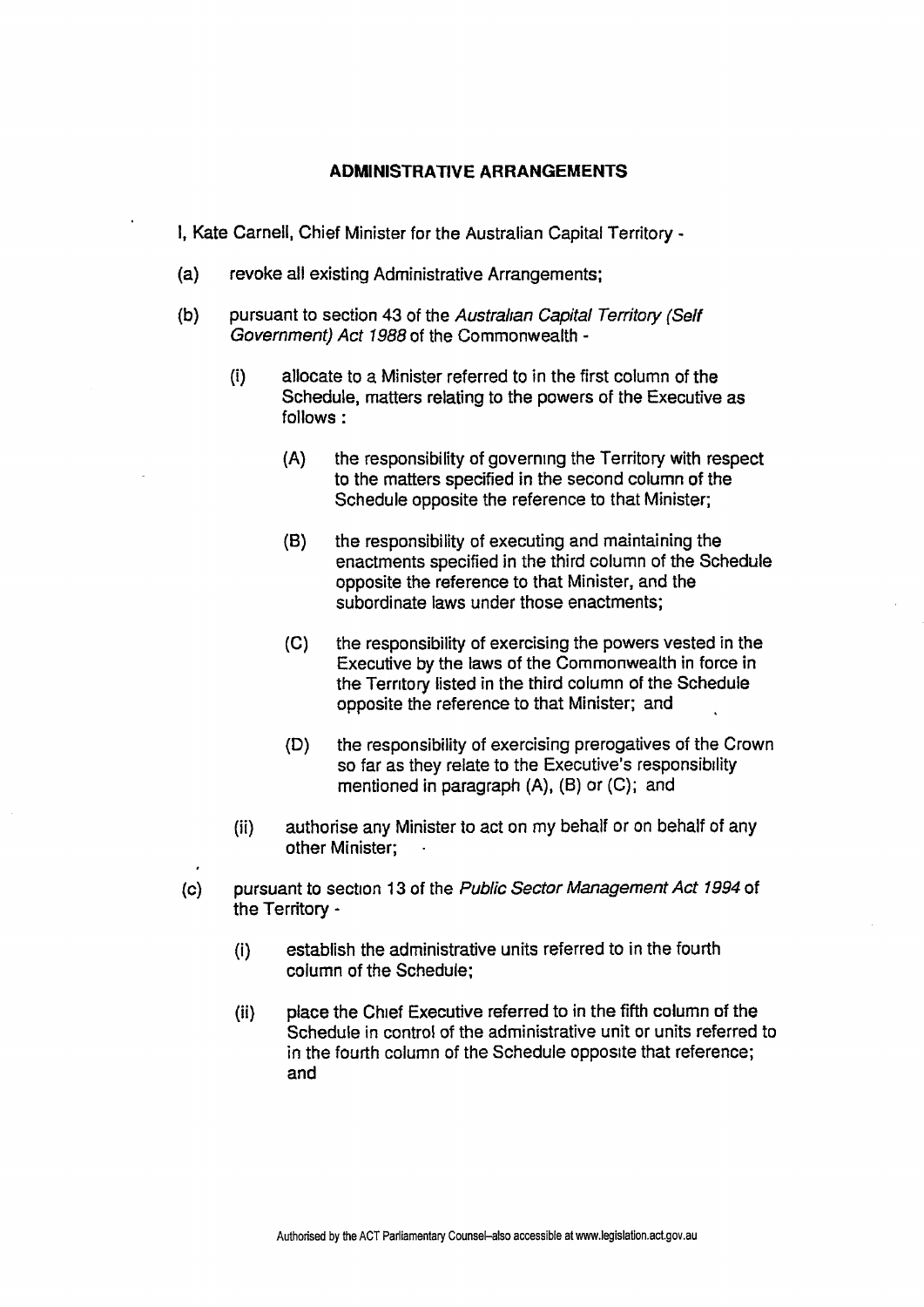## ADMINISTRATIVE ARRANGEMENTS

I, Kate Carnell, Chief Minister for the Australian Capital Territory -

(a) revoke all existing Administrative Arrangements;

(b) pursuant to section 43 of the *Australian Capital Territory (Self Government) Act 1988* of the Commonwealth -

  (i) allocate to a Minister referred to in the first column of the Schedule, matters relating to the powers of the Executive as follows :

    (A) the responsibility of governing the Territory with respect to the matters specified in the second column of the Schedule opposite the reference to that Minister;

    (B) the responsibility of executing and maintaining the enactments specified in the third column of the Schedule opposite the reference to that Minister, and the subordinate laws under those enactments;

    (C) the responsibility of exercising the powers vested in the Executive by the laws of the Commonwealth in force in the Territory listed in the third column of the Schedule opposite the reference to that Minister; and

    (D) the responsibility of exercising prerogatives of the Crown so far as they relate to the Executive's responsibility mentioned in paragraph (A), (B) or (C); and

  (ii) authorise any Minister to act on my behalf or on behalf of any other Minister;

(c) pursuant to section 13 of the *Public Sector Management Act 1994* of the Territory -

  (i) establish the administrative units referred to in the fourth column of the Schedule;

  (ii) place the Chief Executive referred to in the fifth column of the Schedule in control of the administrative unit or units referred to in the fourth column of the Schedule opposite that reference; and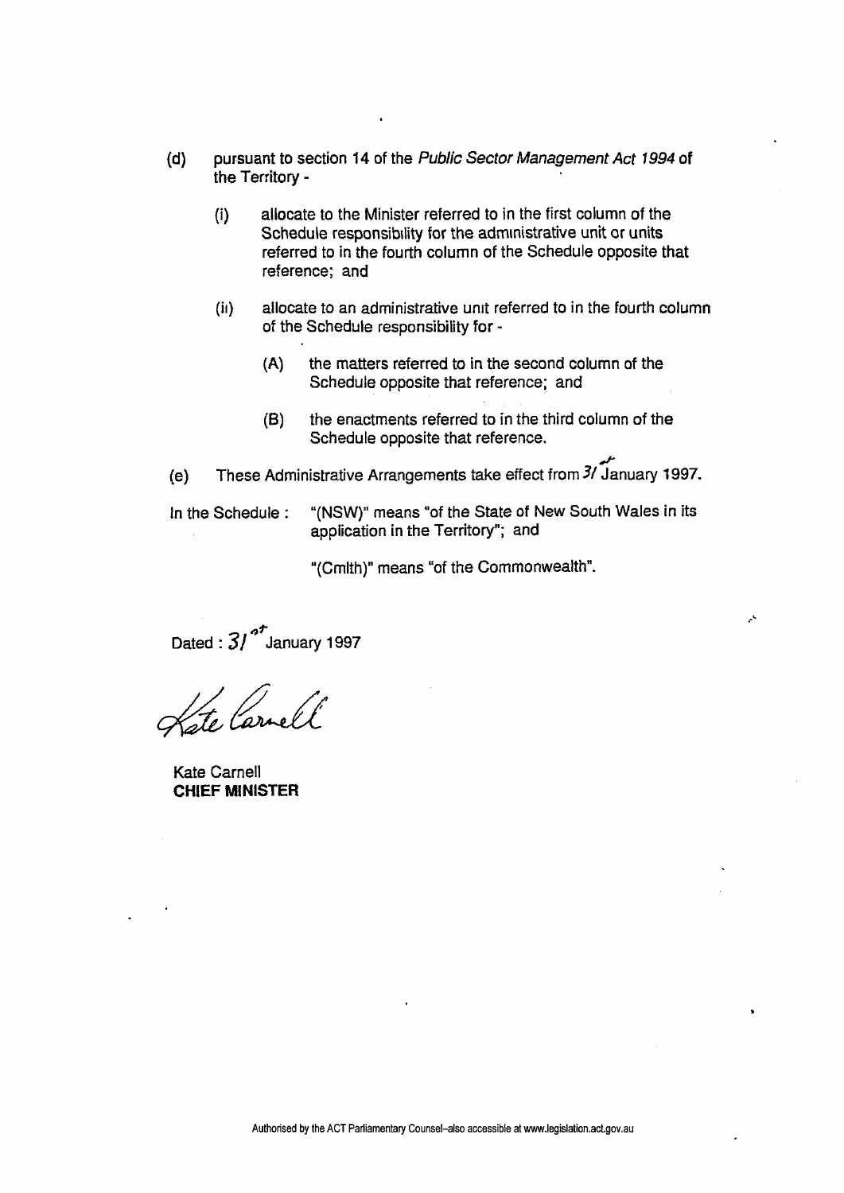(d) pursuant to section 14 of the *Public Sector Management Act 1994* of the Territory -

   (i) allocate to the Minister referred to in the first column of the Schedule responsibility for the administrative unit or units referred to in the fourth column of the Schedule opposite that reference; and

   (ii) allocate to an administrative unit referred to in the fourth column of the Schedule responsibility for -

      (A) the matters referred to in the second column of the Schedule opposite that reference; and

      (B) the enactments referred to in the third column of the Schedule opposite that reference.

(e) These Administrative Arrangements take effect from 31st January 1997.

In the Schedule : "(NSW)" means "of the State of New South Wales in its application in the Territory"; and

"(Cmlth)" means "of the Commonwealth".

Dated : 31st January 1997

Kate Carnell

Kate Carnell
**CHIEF MINISTER**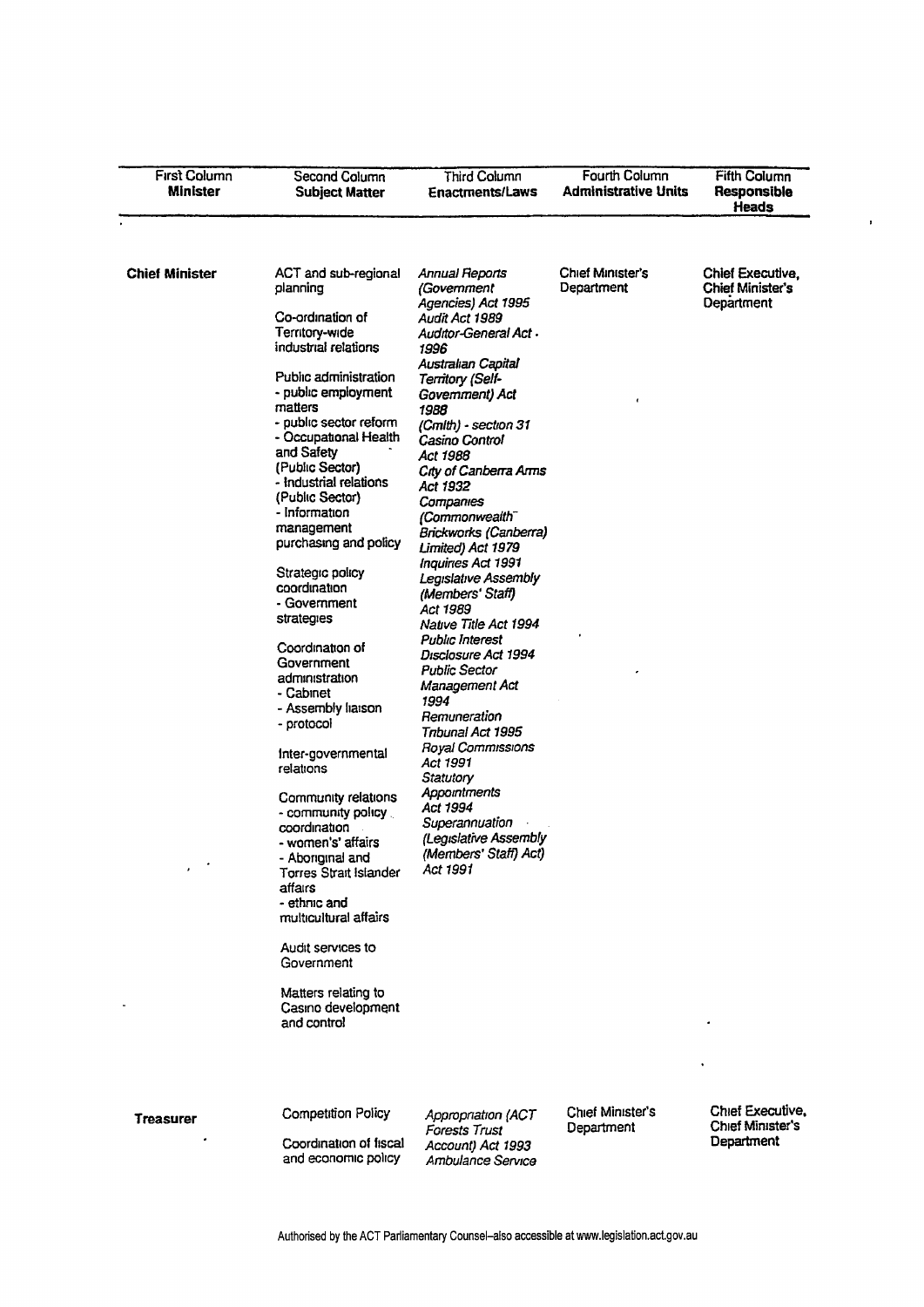| First Column **Minister** | Second Column **Subject Matter** | Third Column **Enactments/Laws** | Fourth Column **Administrative Units** | Fifth Column **Responsible Heads** |
|---|---|---|---|---|
| **Chief Minister** | ACT and sub-regional planning<br><br>Co-ordination of Territory-wide industrial relations<br><br>Public administration<br>- public employment matters<br>- public sector reform<br>- Occupational Health and Safety (Public Sector)<br>- Industrial relations (Public Sector)<br>- Information management purchasing and policy<br><br>Strategic policy coordination<br>- Government strategies<br><br>Coordination of Government administration<br>- Cabinet<br>- Assembly liaison<br>- protocol<br><br>Inter-governmental relations<br><br>Community relations<br>- community policy coordination<br>- women's' affairs<br>- Aboriginal and Torres Strait Islander affairs<br>- ethnic and multicultural affairs<br><br>Audit services to Government<br><br>Matters relating to Casino development and control | *Annual Reports (Government Agencies) Act 1995*<br>*Audit Act 1989*<br>*Auditor-General Act 1996*<br>*Australian Capital Territory (Self-Government) Act 1988 (Cmlth) - section 31*<br>*Casino Control Act 1988*<br>*City of Canberra Arms Act 1932*<br>*Companies (Commonwealth Brickworks (Canberra) Limited) Act 1979*<br>*Inquiries Act 1991*<br>*Legislative Assembly (Members' Staff) Act 1989*<br>*Native Title Act 1994*<br>*Public Interest Disclosure Act 1994*<br>*Public Sector Management Act 1994*<br>*Remuneration Tribunal Act 1995*<br>*Royal Commissions Act 1991*<br>*Statutory Appointments Act 1994*<br>*Superannuation (Legislative Assembly (Members' Staff) Act) Act 1991* | Chief Minister's Department | Chief Executive, Chief Minister's Department |
| **Treasurer** | Competition Policy<br><br>Coordination of fiscal and economic policy | *Appropriation (ACT Forests Trust Account) Act 1993*<br>*Ambulance Service* | Chief Minister's Department | Chief Executive, Chief Minister's Department |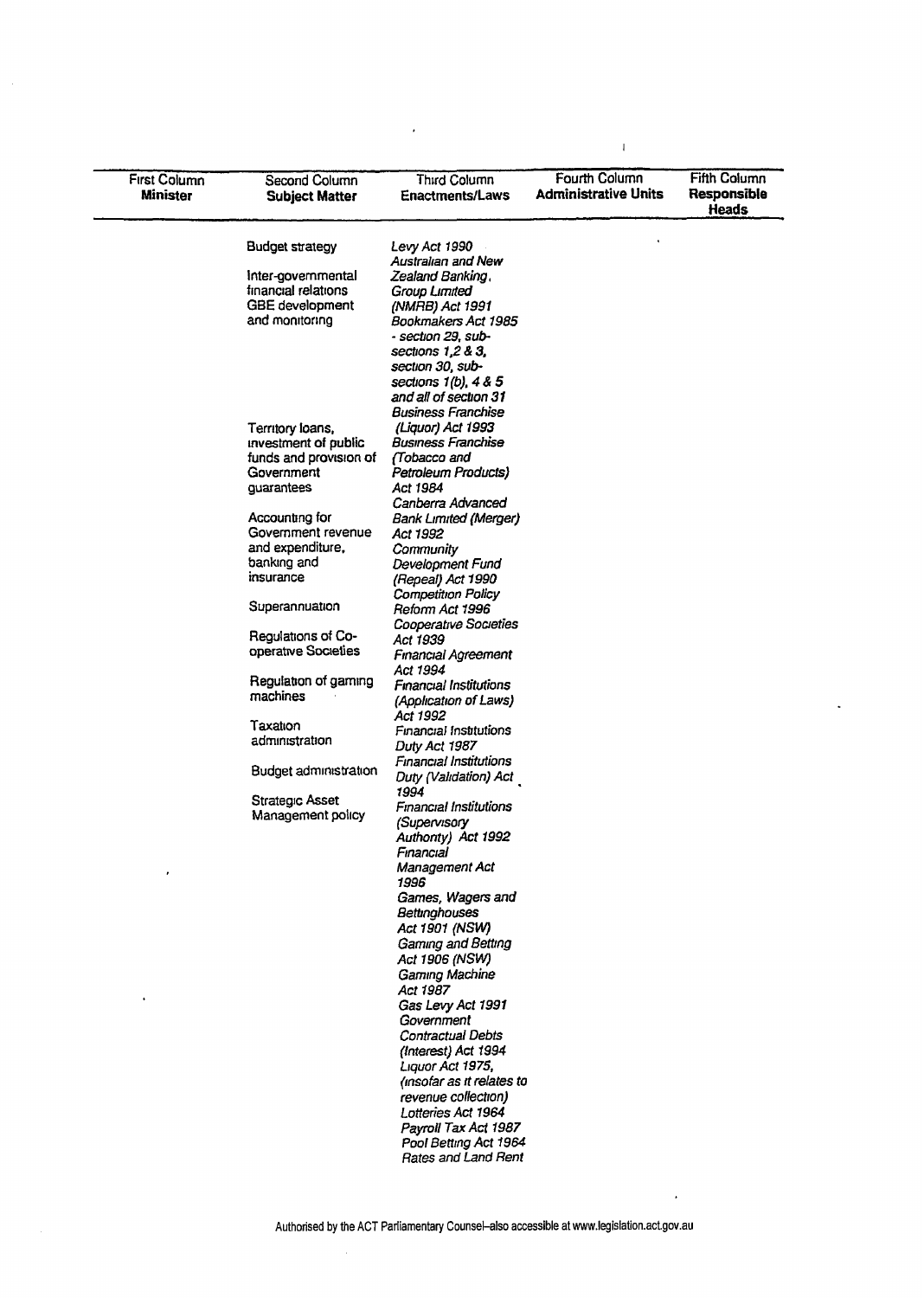| First Column **Minister** | Second Column **Subject Matter** | Third Column **Enactments/Laws** | Fourth Column **Administrative Units** | Fifth Column **Responsible Heads** |
|---|---|---|---|---|
| | Budget strategy<br><br>Inter-governmental financial relations<br>GBE development and monitoring<br><br>Territory loans, investment of public funds and provision of Government guarantees<br><br>Accounting for Government revenue and expenditure, banking and insurance<br><br>Superannuation<br><br>Regulations of Co-operative Societies<br><br>Regulation of gaming machines<br><br>Taxation administration<br><br>Budget administration<br><br>Strategic Asset Management policy | *Levy Act 1990*<br>*Australian and New Zealand Banking Group Limited (NMRB) Act 1991*<br>*Bookmakers Act 1985 - section 29, sub-sections 1,2 & 3, section 30, sub-sections 1(b), 4 & 5 and all of section 31*<br>*Business Franchise (Liquor) Act 1993*<br>*Business Franchise (Tobacco and Petroleum Products) Act 1984*<br>*Canberra Advanced Bank Limited (Merger) Act 1992*<br>*Community Development Fund (Repeal) Act 1990*<br>*Competition Policy Reform Act 1996*<br>*Cooperative Societies Act 1939*<br>*Financial Agreement Act 1994*<br>*Financial Institutions (Application of Laws) Act 1992*<br>*Financial Institutions Duty Act 1987*<br>*Financial Institutions Duty (Validation) Act 1994*<br>*Financial Institutions (Supervisory Authority) Act 1992*<br>*Financial Management Act 1996*<br>*Games, Wagers and Bettinghouses Act 1901 (NSW)*<br>*Gaming and Betting Act 1906 (NSW)*<br>*Gaming Machine Act 1987*<br>*Gas Levy Act 1991*<br>*Government Contractual Debts (Interest) Act 1994*<br>*Liquor Act 1975, (insofar as it relates to revenue collection)*<br>*Lotteries Act 1964*<br>*Payroll Tax Act 1987*<br>*Pool Betting Act 1964*<br>*Rates and Land Rent* | | |

Authorised by the ACT Parliamentary Counsel—also accessible at www.legislation.act.gov.au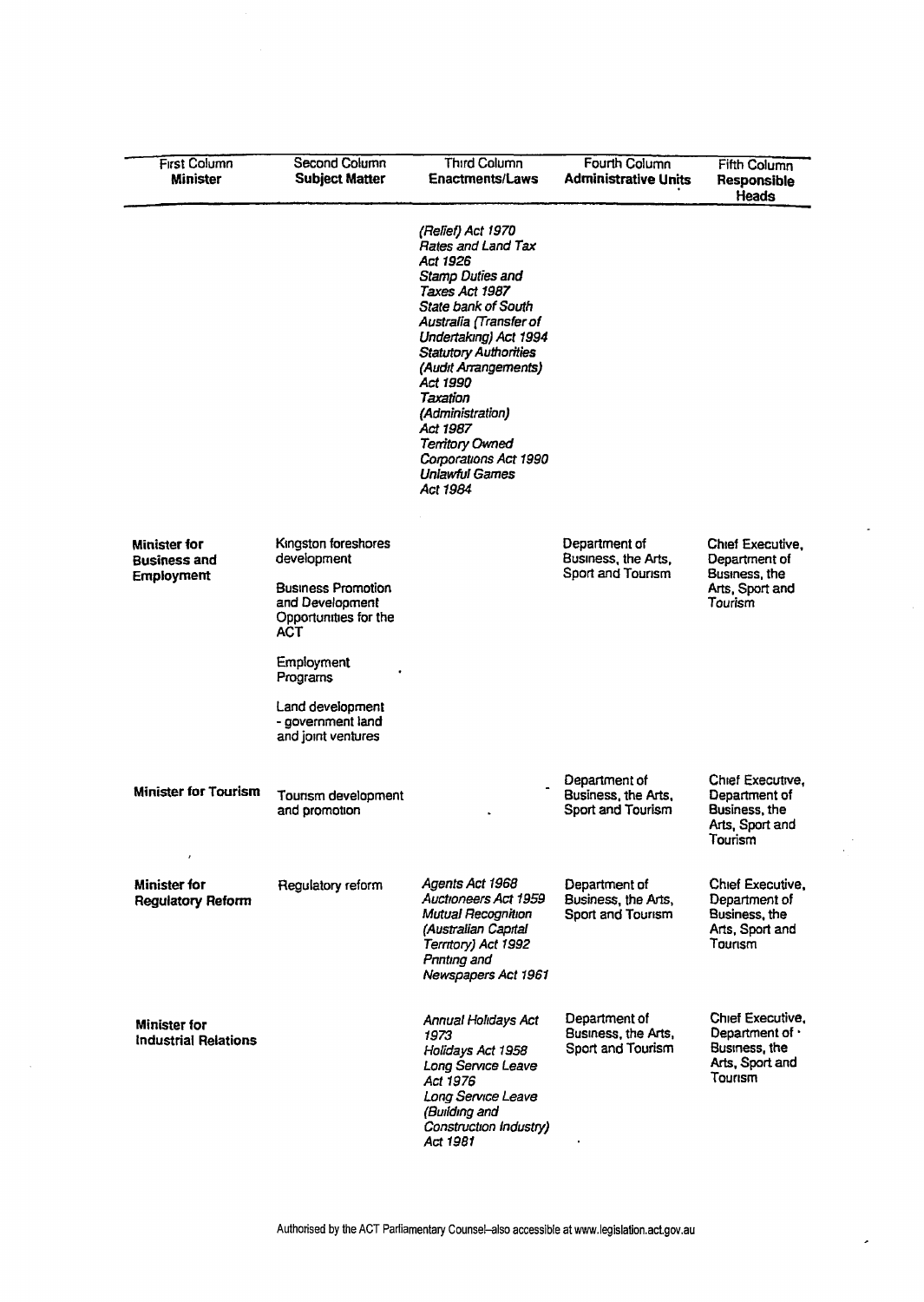| First Column **Minister** | Second Column **Subject Matter** | Third Column **Enactments/Laws** | Fourth Column **Administrative Units** | Fifth Column **Responsible Heads** |
|---|---|---|---|---|
| | | *(Relief) Act 1970*<br>*Rates and Land Tax Act 1926*<br>*Stamp Duties and Taxes Act 1987*<br>*State bank of South Australia (Transfer of Undertaking) Act 1994*<br>*Statutory Authorities (Audit Arrangements) Act 1990*<br>*Taxation (Administration) Act 1987*<br>*Territory Owned Corporations Act 1990*<br>*Unlawful Games Act 1984* | | |
| **Minister for Business and Employment** | Kingston foreshores development<br><br>Business Promotion and Development Opportunities for the ACT<br><br>Employment Programs<br><br>Land development - government land and joint ventures | | Department of Business, the Arts, Sport and Tourism | Chief Executive, Department of Business, the Arts, Sport and Tourism |
| **Minister for Tourism** | Tourism development and promotion | | Department of Business, the Arts, Sport and Tourism | Chief Executive, Department of Business, the Arts, Sport and Tourism |
| **Minister for Regulatory Reform** | Regulatory reform | *Agents Act 1968*<br>*Auctioneers Act 1959*<br>*Mutual Recognition (Australian Capital Territory) Act 1992*<br>*Printing and Newspapers Act 1961* | Department of Business, the Arts, Sport and Tourism | Chief Executive, Department of Business, the Arts, Sport and Tourism |
| **Minister for Industrial Relations** | | *Annual Holidays Act 1973*<br>*Holidays Act 1958*<br>*Long Service Leave Act 1976*<br>*Long Service Leave (Building and Construction Industry) Act 1981* | Department of Business, the Arts, Sport and Tourism | Chief Executive, Department of Business, the Arts, Sport and Tourism |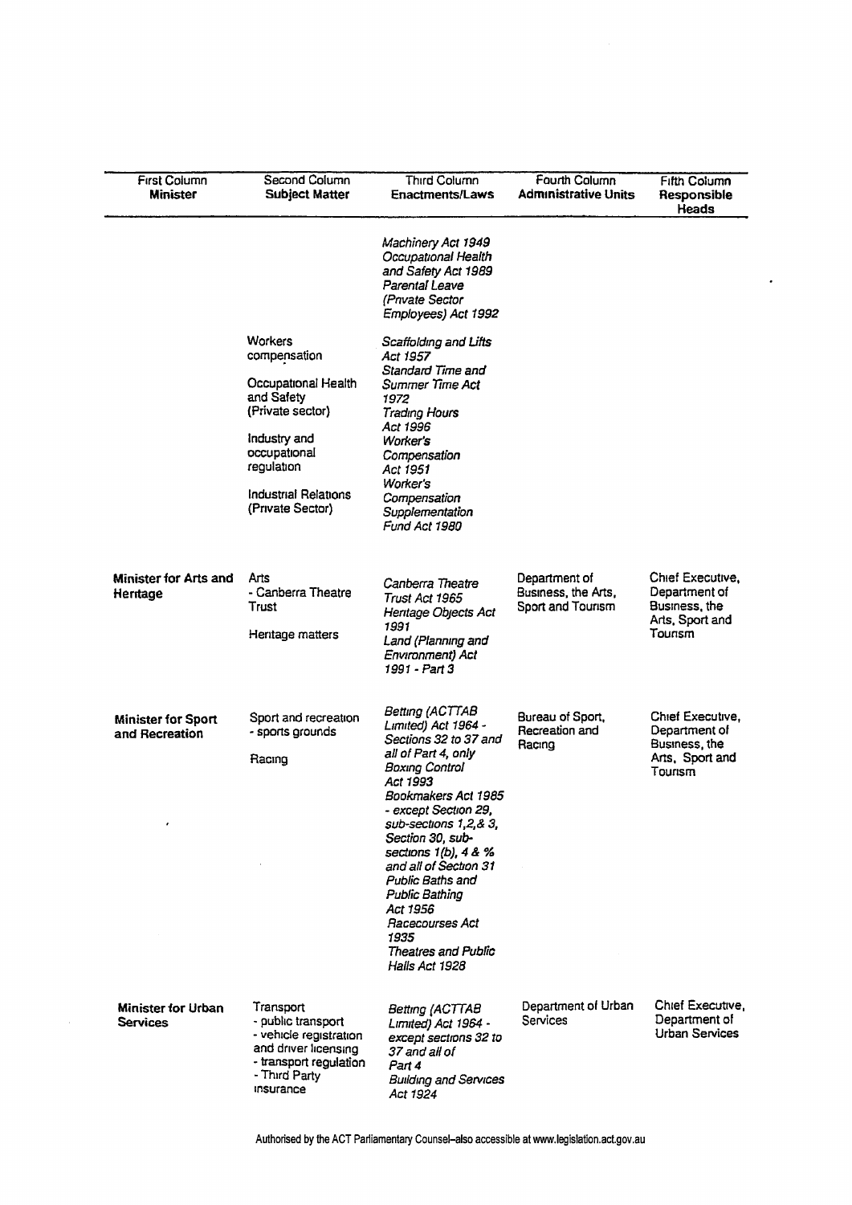| First Column **Minister** | Second Column **Subject Matter** | Third Column **Enactments/Laws** | Fourth Column **Administrative Units** | Fifth Column **Responsible Heads** |
|---|---|---|---|---|
| | | *Machinery Act 1949*<br>*Occupational Health and Safety Act 1989*<br>*Parental Leave (Private Sector Employees) Act 1992* | | |
| | Workers compensation<br><br>Occupational Health and Safety (Private sector)<br><br>Industry and occupational regulation<br><br>Industrial Relations (Private Sector) | *Scaffolding and Lifts Act 1957*<br>*Standard Time and Summer Time Act 1972*<br>*Trading Hours Act 1996*<br>*Worker's Compensation Act 1951*<br>*Worker's Compensation Supplementation Fund Act 1980* | | |
| **Minister for Arts and Heritage** | Arts<br>- Canberra Theatre Trust<br><br>Heritage matters | *Canberra Theatre Trust Act 1965*<br>*Heritage Objects Act 1991*<br>*Land (Planning and Environment) Act 1991 - Part 3* | Department of Business, the Arts, Sport and Tourism | Chief Executive, Department of Business, the Arts, Sport and Tourism |
| **Minister for Sport and Recreation** | Sport and recreation<br>- sports grounds<br><br>Racing | *Betting (ACTTAB Limited) Act 1964 - Sections 32 to 37 and all of Part 4, only*<br>*Boxing Control Act 1993*<br>*Bookmakers Act 1985 - except Section 29, sub-sections 1,2,& 3, Section 30, sub-sections 1(b), 4 & % and all of Section 31*<br>*Public Baths and Public Bathing Act 1956*<br>*Racecourses Act 1935*<br>*Theatres and Public Halls Act 1928* | Bureau of Sport, Recreation and Racing | Chief Executive, Department of Business, the Arts, Sport and Tourism |
| **Minister for Urban Services** | Transport<br>- public transport<br>- vehicle registration and driver licensing<br>- transport regulation<br>- Third Party insurance | *Betting (ACTTAB Limited) Act 1964 - except sections 32 to 37 and all of Part 4*<br>*Building and Services Act 1924* | Department of Urban Services | Chief Executive, Department of Urban Services |

Authorised by the ACT Parliamentary Counsel–also accessible at www.legislation.act.gov.au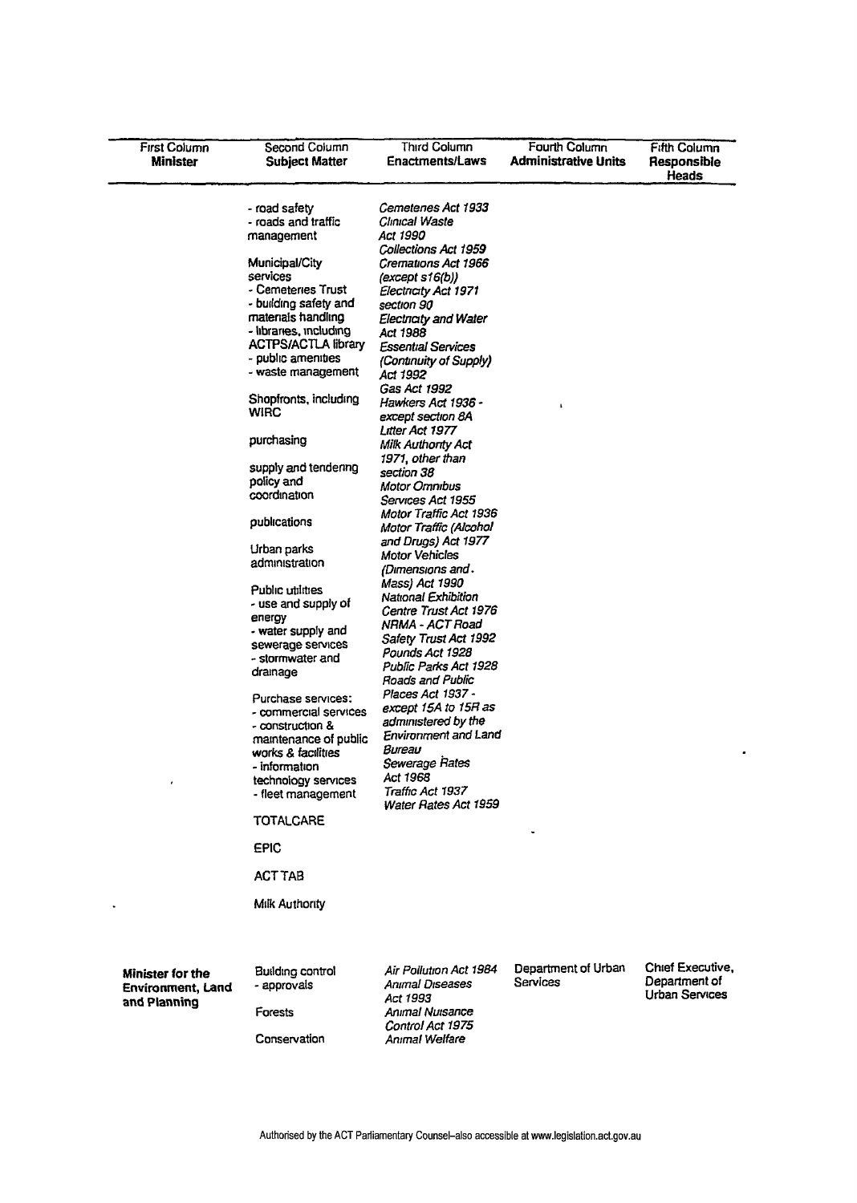| First Column **Minister** | Second Column **Subject Matter** | Third Column **Enactments/Laws** | Fourth Column **Administrative Units** | Fifth Column **Responsible Heads** |
|---|---|---|---|---|
| | - road safety<br>- roads and traffic management<br><br>Municipal/City services<br>- Cemeteries Trust<br>- building safety and materials handling<br>- libraries, including ACTPS/ACTLA library<br>- public amenities<br>- waste management<br><br>Shopfronts, including WIRC<br><br>purchasing<br><br>supply and tendering policy and coordination<br><br>publications<br><br>Urban parks administration<br><br>Public utilities<br>- use and supply of energy<br>- water supply and sewerage services<br>- stormwater and drainage<br><br>Purchase services:<br>- commercial services<br>- construction & maintenance of public works & facilities<br>- information technology services<br>- fleet management<br><br>TOTALCARE<br><br>EPIC<br><br>ACT TAB<br><br>Milk Authority | *Cemeteries Act 1933*<br>*Clinical Waste Act 1990*<br>*Collections Act 1959*<br>*Cremations Act 1966 (except s16(b))*<br>*Electricity Act 1971 section 90*<br>*Electricity and Water Act 1988*<br>*Essential Services (Continuity of Supply) Act 1992*<br>*Gas Act 1992*<br>*Hawkers Act 1936 - except section 8A*<br>*Litter Act 1977*<br>*Milk Authority Act 1971, other than section 38*<br>*Motor Omnibus Services Act 1955*<br>*Motor Traffic Act 1936*<br>*Motor Traffic (Alcohol and Drugs) Act 1977*<br>*Motor Vehicles (Dimensions and Mass) Act 1990*<br>*National Exhibition Centre Trust Act 1976*<br>*NRMA - ACT Road Safety Trust Act 1992*<br>*Pounds Act 1928*<br>*Public Parks Act 1928*<br>*Roads and Public Places Act 1937 - except 15A to 15R as administered by the Environment and Land Bureau*<br>*Sewerage Rates Act 1968*<br>*Traffic Act 1937*<br>*Water Rates Act 1959* | | |
| **Minister for the Environment, Land and Planning** | Building control<br>- approvals<br><br>Forests<br><br>Conservation | *Air Pollution Act 1984*<br>*Animal Diseases Act 1993*<br>*Animal Nuisance Control Act 1975*<br>*Animal Welfare* | Department of Urban Services | Chief Executive, Department of Urban Services |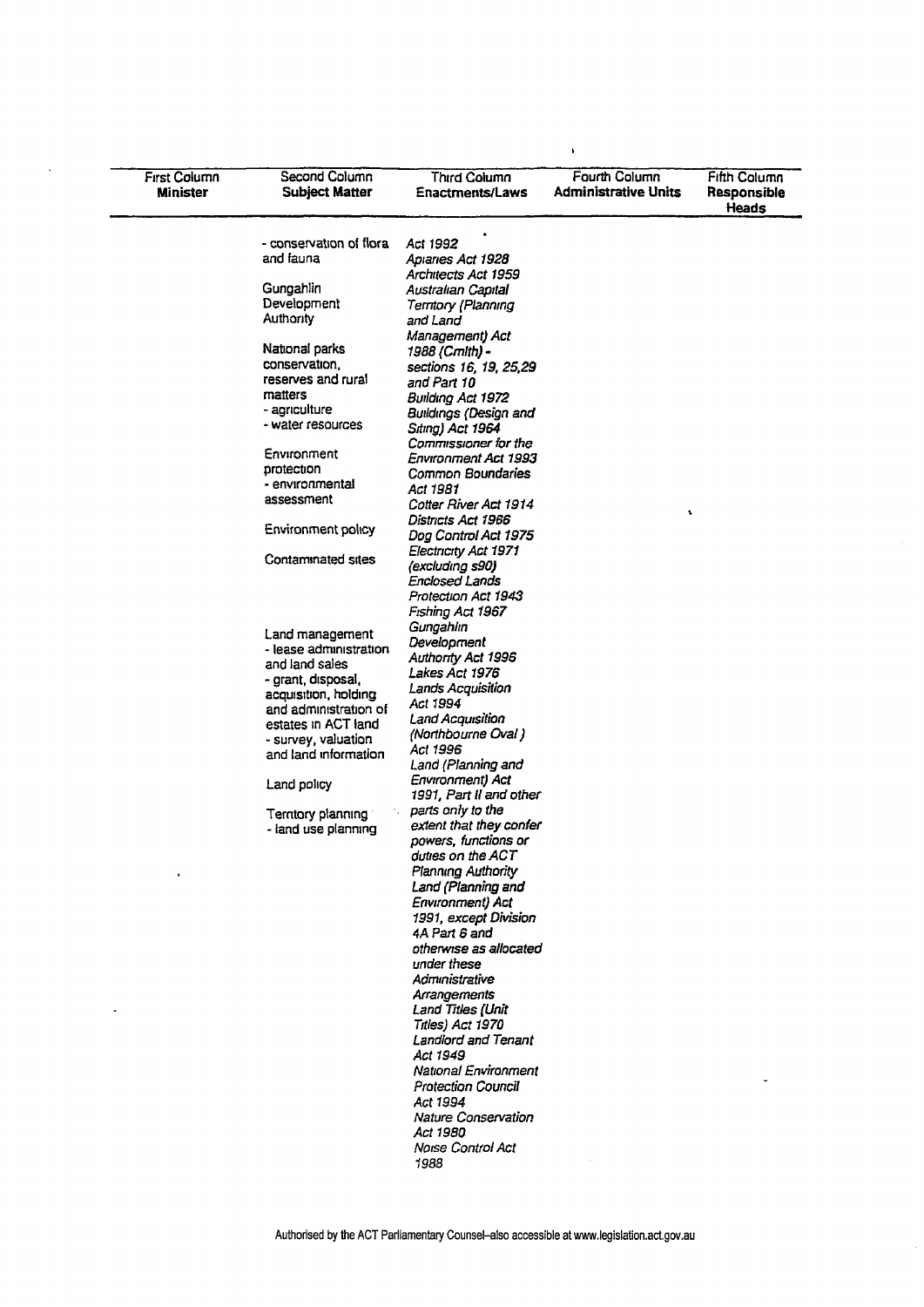| First Column Minister | Second Column Subject Matter | Third Column Enactments/Laws | Fourth Column Administrative Units | Fifth Column Responsible Heads |
|---|---|---|---|---|
| | - conservation of flora and fauna<br><br>Gungahlin Development Authority<br><br>National parks conservation, reserves and rural matters<br>- agriculture<br>- water resources<br><br>Environment protection<br>- environmental assessment<br><br>Environment policy<br><br>Contaminated sites<br><br>Land management<br>- lease administration and land sales<br>- grant, disposal, acquisition, holding and administration of estates in ACT land<br>- survey, valuation and land information<br><br>Land policy<br><br>Territory planning<br>- land use planning | *Act 1992*<br>*Apiaries Act 1928*<br>*Architects Act 1959*<br>*Australian Capital Territory (Planning and Land Management) Act 1988 (Cmlth) - sections 16, 19, 25,29 and Part 10*<br>*Building Act 1972*<br>*Buildings (Design and Siting) Act 1964*<br>*Commissioner for the Environment Act 1993*<br>*Common Boundaries Act 1981*<br>*Cotter River Act 1914*<br>*Districts Act 1966*<br>*Dog Control Act 1975*<br>*Electricity Act 1971 (excluding s90)*<br>*Enclosed Lands Protection Act 1943*<br>*Fishing Act 1967*<br>*Gungahlin Development Authority Act 1996*<br>*Lakes Act 1976*<br>*Lands Acquisition Act 1994*<br>*Land Acquisition (Northbourne Oval) Act 1996*<br>*Land (Planning and Environment) Act 1991, Part II and other parts only to the extent that they confer powers, functions or duties on the ACT Planning Authority*<br>*Land (Planning and Environment) Act 1991, except Division 4A Part 6 and otherwise as allocated under these Administrative Arrangements*<br>*Land Titles (Unit Titles) Act 1970*<br>*Landlord and Tenant Act 1949*<br>*National Environment Protection Council Act 1994*<br>*Nature Conservation Act 1980*<br>*Noise Control Act 1988* | | |

Authorised by the ACT Parliamentary Counsel–also accessible at www.legislation.act.gov.au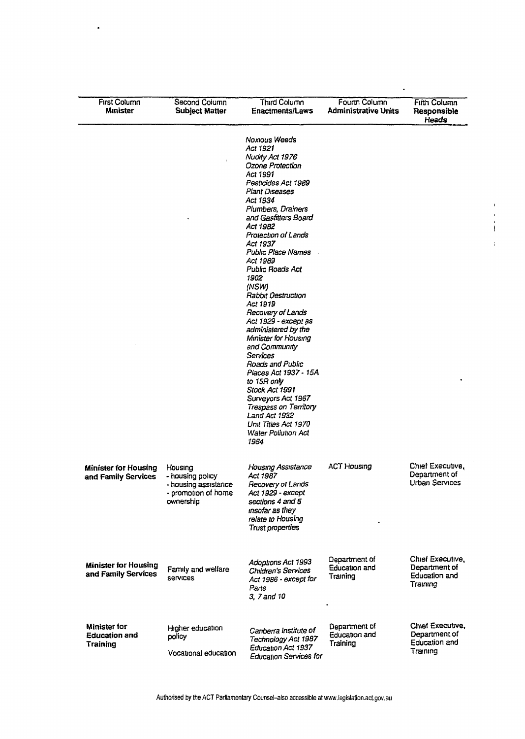| First Column **Minister** | Second Column **Subject Matter** | Third Column **Enactments/Laws** | Fourth Column **Administrative Units** | Fifth Column **Responsible Heads** |
|---|---|---|---|---|
| | | *Noxious Weeds Act 1921*<br>*Nudity Act 1976*<br>*Ozone Protection Act 1991*<br>*Pesticides Act 1989*<br>*Plant Diseases Act 1934*<br>*Plumbers, Drainers and Gasfitters Board Act 1982*<br>*Protection of Lands Act 1937*<br>*Public Place Names Act 1989*<br>*Public Roads Act 1902 (NSW)*<br>*Rabbit Destruction Act 1919*<br>*Recovery of Lands Act 1929 - except as administered by the Minister for Housing and Community Services*<br>*Roads and Public Places Act 1937 - 15A to 15R only*<br>*Stock Act 1991*<br>*Surveyors Act 1967*<br>*Trespass on Territory Land Act 1932*<br>*Unit Titles Act 1970*<br>*Water Pollution Act 1984* | | |
| **Minister for Housing and Family Services** | Housing<br>- housing policy<br>- housing assistance<br>- promotion of home ownership | *Housing Assistance Act 1987*<br>*Recovery of Lands Act 1929 - except sections 4 and 5 insofar as they relate to Housing Trust properties* | ACT Housing | Chief Executive, Department of Urban Services |
| **Minister for Housing and Family Services** | Family and welfare services | *Adoptions Act 1993*<br>*Children's Services Act 1986 - except for Parts 3, 7 and 10* | Department of Education and Training | Chief Executive, Department of Education and Training |
| **Minister for Education and Training** | Higher education policy<br><br>Vocational education | *Canberra Institute of Technology Act 1987*<br>*Education Act 1937*<br>*Education Services for* | Department of Education and Training | Chief Executive, Department of Education and Training |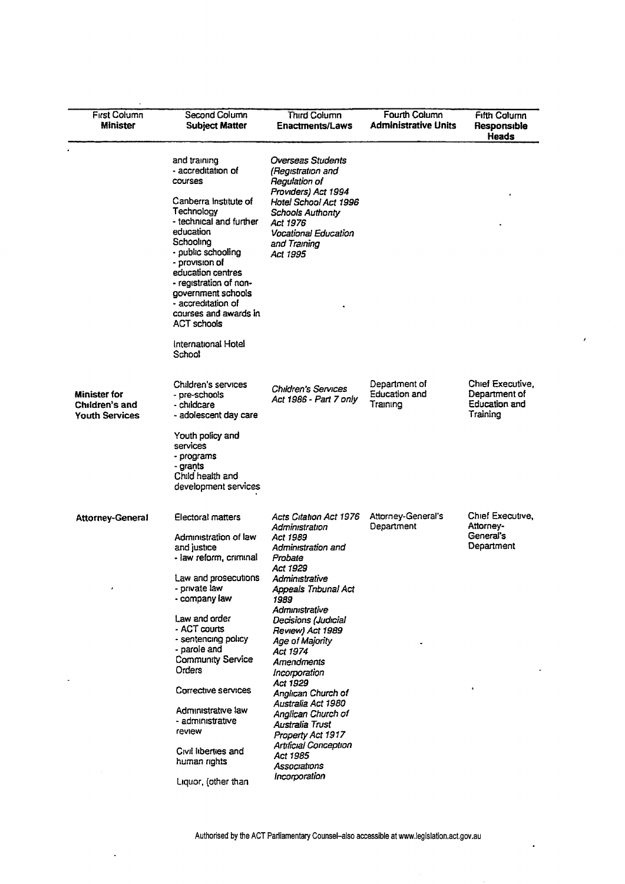| First Column<br>**Minister** | Second Column<br>**Subject Matter** | Third Column<br>**Enactments/Laws** | Fourth Column<br>**Administrative Units** | Fifth Column<br>**Responsible Heads** |
|---|---|---|---|---|
| | and training<br>- accreditation of courses<br><br>Canberra Institute of Technology<br>- technical and further education<br>Schooling<br>- public schooling<br>- provision of education centres<br>- registration of non-government schools<br>- accreditation of courses and awards in ACT schools<br><br>International Hotel School | *Overseas Students (Registration and Regulation of Providers) Act 1994*<br>*Hotel School Act 1996*<br>*Schools Authority Act 1976*<br>*Vocational Education and Training Act 1995* | | |
| **Minister for Children's and Youth Services** | Children's services<br>- pre-schools<br>- childcare<br>- adolescent day care<br><br>Youth policy and services<br>- programs<br>- grants<br>Child health and development services | *Children's Services Act 1986 - Part 7 only* | Department of Education and Training | Chief Executive, Department of Education and Training |
| **Attorney-General** | Electoral matters<br><br>Administration of law and justice<br>- law reform, criminal<br><br>Law and prosecutions<br>- private law<br>- company law<br><br>Law and order<br>- ACT courts<br>- sentencing policy<br>- parole and Community Service Orders<br><br>Corrective services<br><br>Administrative law<br>- administrative review<br><br>Civil liberties and human rights<br><br>Liquor, (other than | *Acts Citation Act 1976*<br>*Administration Act 1989*<br>*Administration and Probate Act 1929*<br>*Administrative Appeals Tribunal Act 1989*<br>*Administrative Decisions (Judicial Review) Act 1989*<br>*Age of Majority Act 1974*<br>*Amendments Incorporation Act 1929*<br>*Anglican Church of Australia Act 1980*<br>*Anglican Church of Australia Trust Property Act 1917*<br>*Artificial Conception Act 1985*<br>*Associations Incorporation* | Attorney-General's Department | Chief Executive, Attorney-General's Department |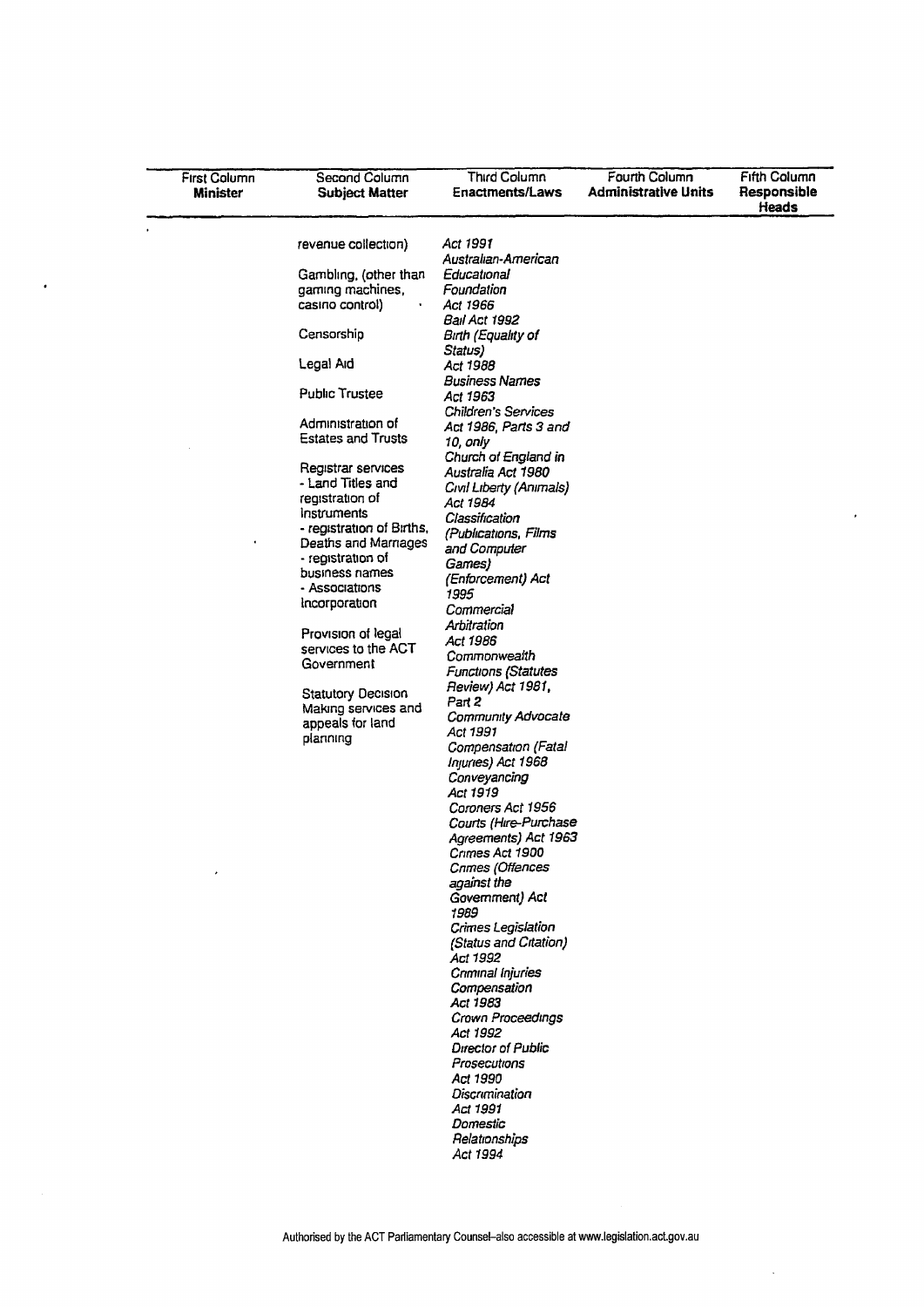| First Column Minister | Second Column Subject Matter | Third Column Enactments/Laws | Fourth Column Administrative Units | Fifth Column Responsible Heads |
|---|---|---|---|---|
| | revenue collection)<br><br>Gambling, (other than gaming machines, casino control)<br><br>Censorship<br><br>Legal Aid<br><br>Public Trustee<br><br>Administration of Estates and Trusts<br><br>Registrar services<br>- Land Titles and registration of instruments<br>- registration of Births, Deaths and Marriages<br>- registration of business names<br>- Associations Incorporation<br><br>Provision of legal services to the ACT Government<br><br>Statutory Decision Making services and appeals for land planning | *Act 1991*<br>*Australian-American Educational Foundation Act 1966*<br>*Bail Act 1992*<br>*Birth (Equality of Status) Act 1988*<br>*Business Names Act 1963*<br>*Children's Services Act 1986, Parts 3 and 10, only*<br>*Church of England in Australia Act 1980*<br>*Civil Liberty (Animals) Act 1984*<br>*Classification (Publications, Films and Computer Games) (Enforcement) Act 1995*<br>*Commercial Arbitration Act 1986*<br>*Commonwealth Functions (Statutes Review) Act 1981, Part 2*<br>*Community Advocate Act 1991*<br>*Compensation (Fatal Injuries) Act 1968*<br>*Conveyancing Act 1919*<br>*Coroners Act 1956*<br>*Courts (Hire-Purchase Agreements) Act 1963*<br>*Crimes Act 1900*<br>*Crimes (Offences against the Government) Act 1989*<br>*Crimes Legislation (Status and Citation) Act 1992*<br>*Criminal Injuries Compensation Act 1983*<br>*Crown Proceedings Act 1992*<br>*Director of Public Prosecutions Act 1990*<br>*Discrimination Act 1991*<br>*Domestic Relationships Act 1994* | | |

Authorised by the ACT Parliamentary Counsel–also accessible at www.legislation.act.gov.au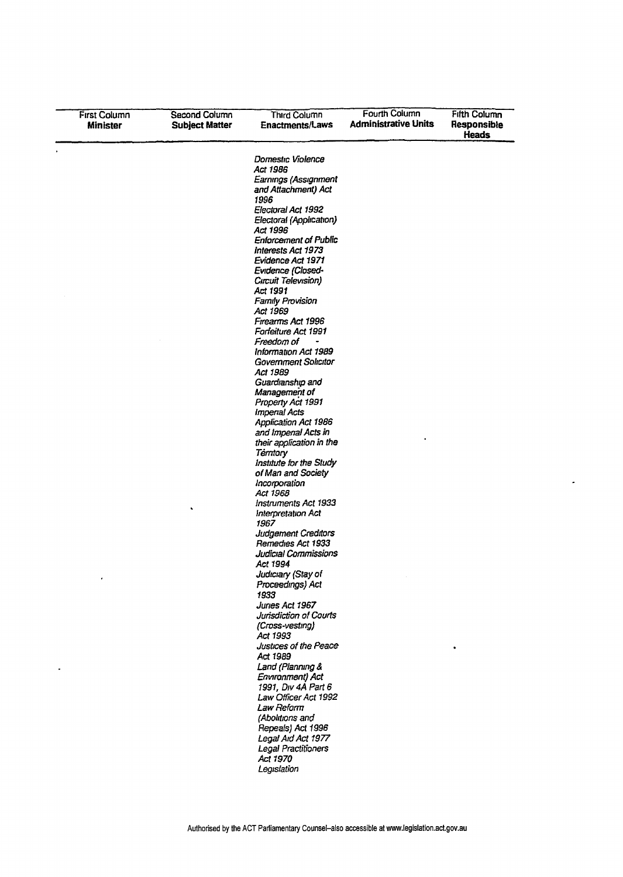| First Column Minister | Second Column Subject Matter | Third Column Enactments/Laws | Fourth Column Administrative Units | Fifth Column Responsible Heads |
|---|---|---|---|---|
| | | *Domestic Violence Act 1986* | | |
| | | *Earnings (Assignment and Attachment) Act 1996* | | |
| | | *Electoral Act 1992* | | |
| | | *Electoral (Application) Act 1996* | | |
| | | *Enforcement of Public Interests Act 1973* | | |
| | | *Evidence Act 1971* | | |
| | | *Evidence (Closed-Circuit Television) Act 1991* | | |
| | | *Family Provision Act 1969* | | |
| | | *Firearms Act 1996* | | |
| | | *Forfeiture Act 1991* | | |
| | | *Freedom of Information Act 1989* | | |
| | | *Government Solicitor Act 1989* | | |
| | | *Guardianship and Management of Property Act 1991* | | |
| | | *Imperial Acts Application Act 1986 and Imperial Acts in their application in the Territory* | | |
| | | *Institute for the Study of Man and Society Incorporation Act 1968* | | |
| | | *Instruments Act 1933* | | |
| | | *Interpretation Act 1967* | | |
| | | *Judgement Creditors Remedies Act 1933* | | |
| | | *Judicial Commissions Act 1994* | | |
| | | *Judiciary (Stay of Proceedings) Act 1933* | | |
| | | *Juries Act 1967* | | |
| | | *Jurisdiction of Courts (Cross-vesting) Act 1993* | | |
| | | *Justices of the Peace Act 1989* | | |
| | | *Land (Planning & Environment) Act 1991, Div 4A Part 6* | | |
| | | *Law Officer Act 1992* | | |
| | | *Law Reform (Abolitions and Repeals) Act 1996* | | |
| | | *Legal Aid Act 1977* | | |
| | | *Legal Practitioners Act 1970* | | |
| | | *Legislation* | | |

Authorised by the ACT Parliamentary Counsel–also accessible at www.legislation.act.gov.au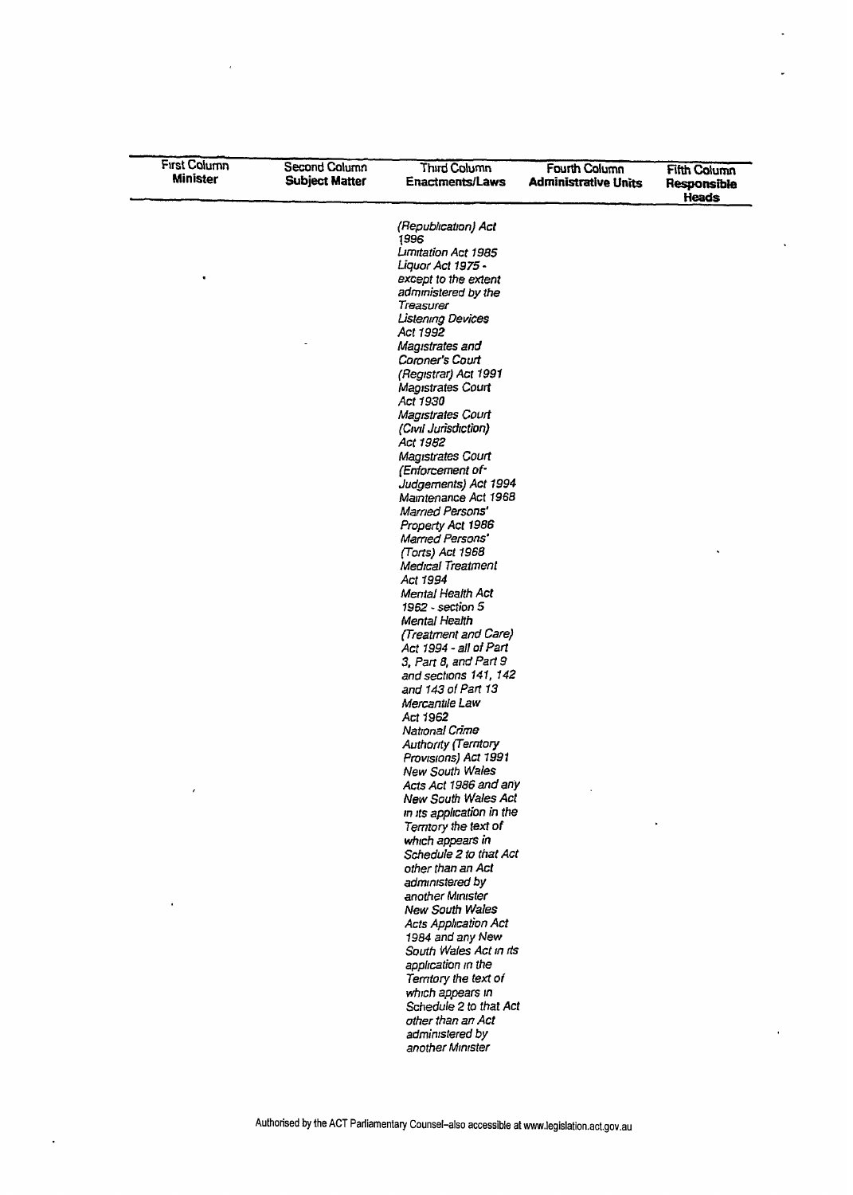| First Column **Minister** | Second Column **Subject Matter** | Third Column **Enactments/Laws** | Fourth Column **Administrative Units** | Fifth Column **Responsible Heads** |
|---|---|---|---|---|
| | | *(Republication) Act 1996* | | |
| | | *Limitation Act 1985* | | |
| | | *Liquor Act 1975* - except to the extent administered by the Treasurer | | |
| | | *Listening Devices Act 1992* | | |
| | | *Magistrates and Coroner's Court (Registrar) Act 1991* | | |
| | | *Magistrates Court Act 1930* | | |
| | | *Magistrates Court (Civil Jurisdiction) Act 1982* | | |
| | | *Magistrates Court (Enforcement of Judgements) Act 1994* | | |
| | | *Maintenance Act 1968* | | |
| | | *Married Persons' Property Act 1986* | | |
| | | *Married Persons' (Torts) Act 1968* | | |
| | | *Medical Treatment Act 1994* | | |
| | | *Mental Health Act 1962* - section 5 | | |
| | | *Mental Health (Treatment and Care) Act 1994* - all of Part 3, Part 8, and Part 9 and sections 141, 142 and 143 of Part 13 | | |
| | | *Mercantile Law Act 1962* | | |
| | | *National Crime Authority (Territory Provisions) Act 1991* | | |
| | | *New South Wales Acts Act 1986* and any New South Wales Act in its application in the Territory the text of which appears in Schedule 2 to that Act other than an Act administered by another Minister | | |
| | | *New South Wales Acts Application Act 1984* and any New South Wales Act in its application in the Territory the text of which appears in Schedule 2 to that Act other than an Act administered by another Minister | | |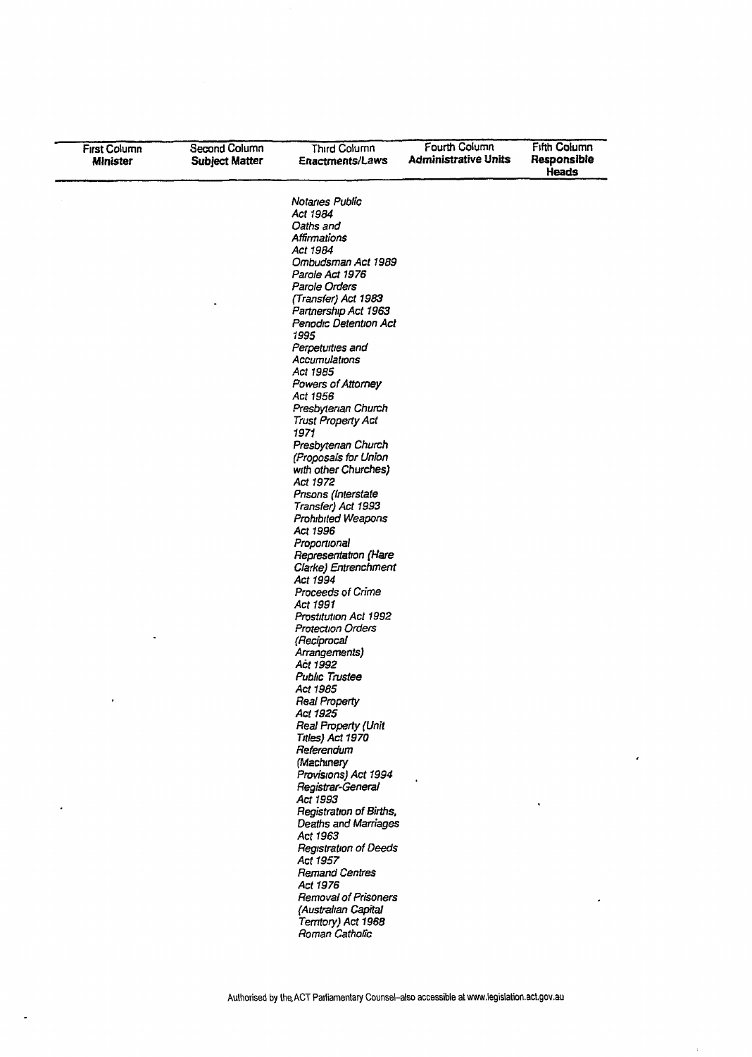| First Column Minister | Second Column Subject Matter | Third Column Enactments/Laws | Fourth Column Administrative Units | Fifth Column Responsible Heads |
|---|---|---|---|---|
| | | *Notaries Public Act 1984* | | |
| | | *Oaths and Affirmations Act 1984* | | |
| | | *Ombudsman Act 1989* | | |
| | | *Parole Act 1976* | | |
| | | *Parole Orders (Transfer) Act 1983* | | |
| | | *Partnership Act 1963* | | |
| | | *Periodic Detention Act 1995* | | |
| | | *Perpetuities and Accumulations Act 1985* | | |
| | | *Powers of Attorney Act 1956* | | |
| | | *Presbyterian Church Trust Property Act 1971* | | |
| | | *Presbyterian Church (Proposals for Union with other Churches) Act 1972* | | |
| | | *Prisons (Interstate Transfer) Act 1993* | | |
| | | *Prohibited Weapons Act 1996* | | |
| | | *Proportional Representation (Hare Clarke) Entrenchment Act 1994* | | |
| | | *Proceeds of Crime Act 1991* | | |
| | | *Prostitution Act 1992* | | |
| | | *Protection Orders (Reciprocal Arrangements) Act 1992* | | |
| | | *Public Trustee Act 1985* | | |
| | | *Real Property Act 1925* | | |
| | | *Real Property (Unit Titles) Act 1970* | | |
| | | *Referendum (Machinery Provisions) Act 1994* | | |
| | | *Registrar-General Act 1993* | | |
| | | *Registration of Births, Deaths and Marriages Act 1963* | | |
| | | *Registration of Deeds Act 1957* | | |
| | | *Remand Centres Act 1976* | | |
| | | *Removal of Prisoners (Australian Capital Territory) Act 1968* | | |
| | | *Roman Catholic* | | |

Authorised by the ACT Parliamentary Counsel–also accessible at www.legislation.act.gov.au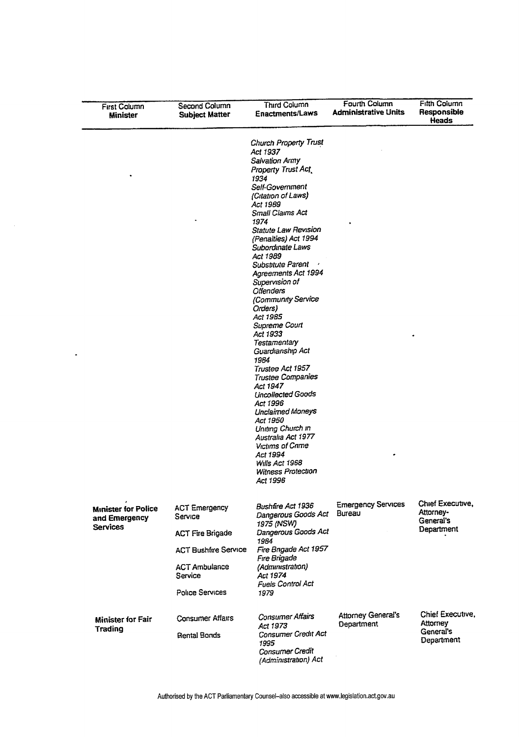| First Column **Minister** | Second Column **Subject Matter** | Third Column **Enactments/Laws** | Fourth Column **Administrative Units** | Fifth Column **Responsible Heads** |
|---|---|---|---|---|
| | | *Church Property Trust Act 1937* *Salvation Army Property Trust Act 1934* *Self-Government (Citation of Laws) Act 1989* *Small Claims Act 1974* *Statute Law Revision (Penalties) Act 1994* *Subordinate Laws Act 1989* *Substitute Parent Agreements Act 1994* *Supervision of Offenders (Community Service Orders) Act 1985* *Supreme Court Act 1933* *Testamentary Guardianship Act 1984* *Trustee Act 1957* *Trustee Companies Act 1947* *Uncollected Goods Act 1996* *Unclaimed Moneys Act 1950* *Uniting Church in Australia Act 1977* *Victims of Crime Act 1994* *Wills Act 1968* *Witness Protection Act 1996* | | |
| **Minister for Police and Emergency Services** | ACT Emergency Service<br>ACT Fire Brigade<br>ACT Bushfire Service<br>ACT Ambulance Service<br>Police Services | *Bushfire Act 1936* *Dangerous Goods Act 1975 (NSW)* *Dangerous Goods Act 1984* *Fire Brigade Act 1957* *Fire Brigade (Administration) Act 1974* *Fuels Control Act 1979* | Emergency Services Bureau | Chief Executive, Attorney-General's Department |
| **Minister for Fair Trading** | Consumer Affairs<br>Rental Bonds | *Consumer Affairs Act 1973* *Consumer Credit Act 1995* *Consumer Credit (Administration) Act* | Attorney General's Department | Chief Executive, Attorney General's Department |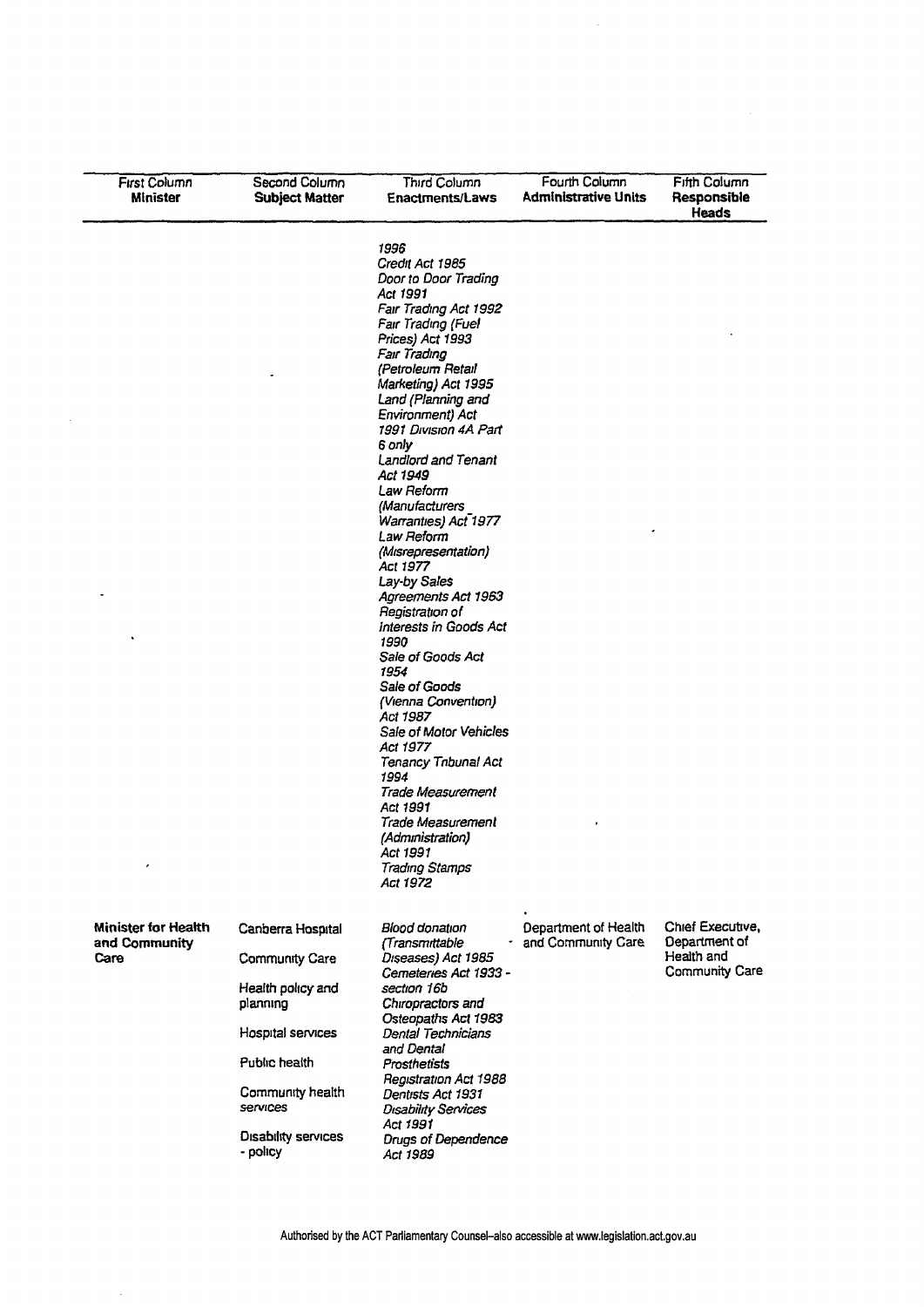| First Column<br>**Minister** | Second Column<br>**Subject Matter** | Third Column<br>**Enactments/Laws** | Fourth Column<br>**Administrative Units** | Fifth Column<br>**Responsible Heads** |
|---|---|---|---|---|
| | | *1996*<br>*Credit Act 1985*<br>*Door to Door Trading Act 1991*<br>*Fair Trading Act 1992*<br>*Fair Trading (Fuel Prices) Act 1993*<br>*Fair Trading (Petroleum Retail Marketing) Act 1995*<br>*Land (Planning and Environment) Act 1991 Division 4A Part 6 only*<br>*Landlord and Tenant Act 1949*<br>*Law Reform (Manufacturers Warranties) Act 1977*<br>*Law Reform (Misrepresentation) Act 1977*<br>*Lay-by Sales Agreements Act 1963*<br>*Registration of Interests in Goods Act 1990*<br>*Sale of Goods Act 1954*<br>*Sale of Goods (Vienna Convention) Act 1987*<br>*Sale of Motor Vehicles Act 1977*<br>*Tenancy Tribunal Act 1994*<br>*Trade Measurement Act 1991*<br>*Trade Measurement (Administration) Act 1991*<br>*Trading Stamps Act 1972* | | |
| **Minister for Health and Community Care** | Canberra Hospital<br><br>Community Care<br><br>Health policy and planning<br><br>Hospital services<br><br>Public health<br><br>Community health services<br><br>Disability services - policy | *Blood donation (Transmittable Diseases) Act 1985*<br>*Cemeteries Act 1933 - section 16b*<br>*Chiropractors and Osteopaths Act 1983*<br>*Dental Technicians and Dental Prosthetists Registration Act 1988*<br>*Dentists Act 1931*<br>*Disability Services Act 1991*<br>*Drugs of Dependence Act 1989* | Department of Health and Community Care | Chief Executive, Department of Health and Community Care |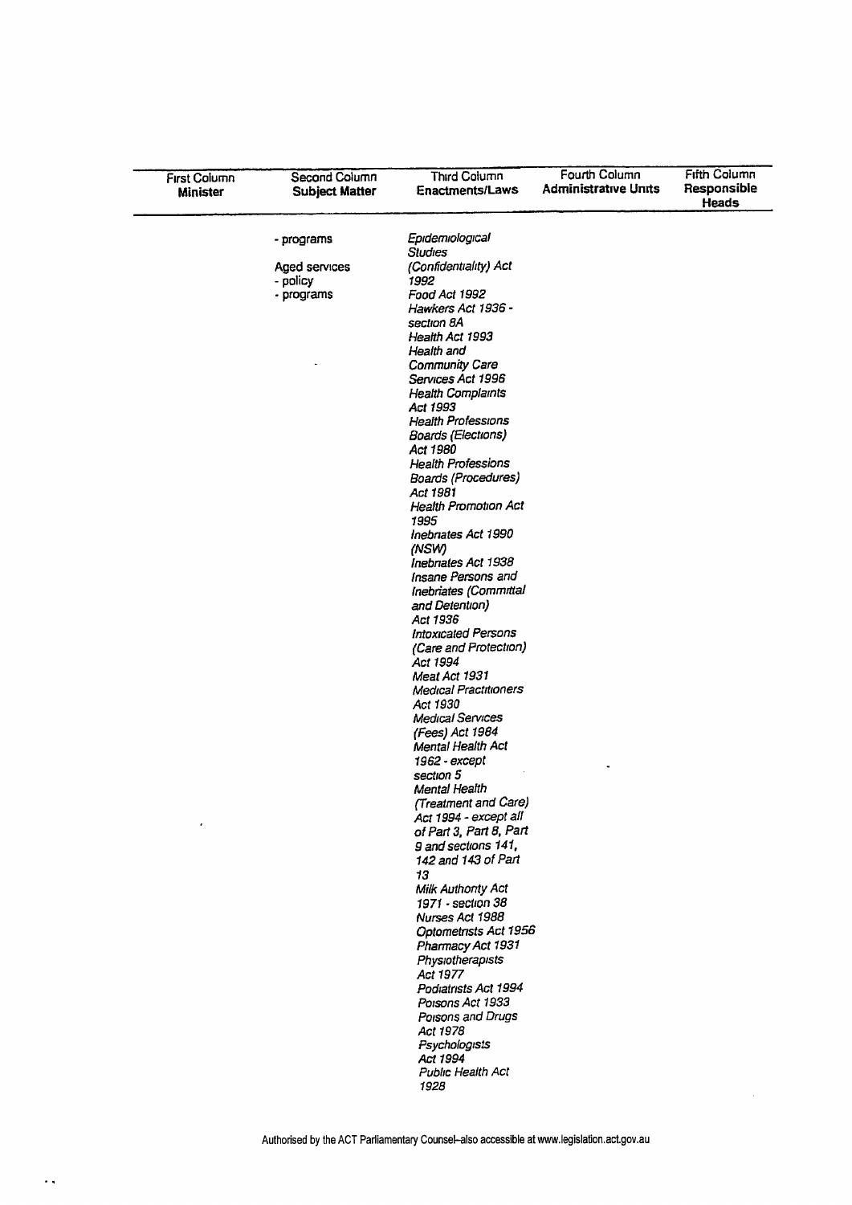| First Column Minister | Second Column Subject Matter | Third Column Enactments/Laws | Fourth Column Administrative Units | Fifth Column Responsible Heads |
|---|---|---|---|---|
| | - programs<br><br>Aged services<br>- policy<br>- programs | *Epidemiological Studies (Confidentiality) Act 1992*<br>*Food Act 1992*<br>*Hawkers Act 1936 - section 8A*<br>*Health Act 1993*<br>*Health and Community Care Services Act 1996*<br>*Health Complaints Act 1993*<br>*Health Professions Boards (Elections) Act 1980*<br>*Health Professions Boards (Procedures) Act 1981*<br>*Health Promotion Act 1995*<br>*Inebriates Act 1990 (NSW)*<br>*Inebriates Act 1938*<br>*Insane Persons and Inebriates (Committal and Detention) Act 1936*<br>*Intoxicated Persons (Care and Protection) Act 1994*<br>*Meat Act 1931*<br>*Medical Practitioners Act 1930*<br>*Medical Services (Fees) Act 1984*<br>*Mental Health Act 1962 - except section 5*<br>*Mental Health (Treatment and Care) Act 1994 - except all of Part 3, Part 8, Part 9 and sections 141, 142 and 143 of Part 13*<br>*Milk Authority Act 1971 - section 38*<br>*Nurses Act 1988*<br>*Optometrists Act 1956*<br>*Pharmacy Act 1931*<br>*Physiotherapists Act 1977*<br>*Podiatrists Act 1994*<br>*Poisons Act 1933*<br>*Poisons and Drugs Act 1978*<br>*Psychologists Act 1994*<br>*Public Health Act 1928* | | |

Authorised by the ACT Parliamentary Counsel–also accessible at www.legislation.act.gov.au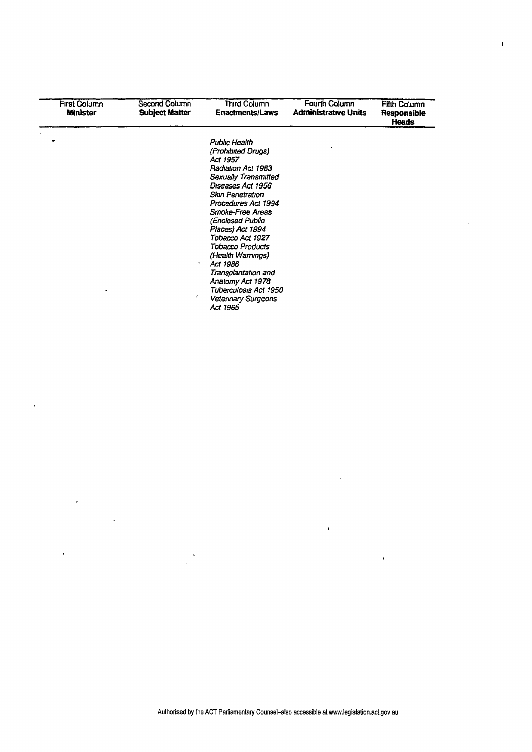| First Column Minister | Second Column Subject Matter | Third Column Enactments/Laws | Fourth Column Administrative Units | Fifth Column Responsible Heads |
|---|---|---|---|---|
| | | *Public Health (Prohibited Drugs) Act 1957* | | |
| | | *Radiation Act 1983* | | |
| | | *Sexually Transmitted Diseases Act 1956* | | |
| | | *Skin Penetration Procedures Act 1994* | | |
| | | *Smoke-Free Areas (Enclosed Public Places) Act 1994* | | |
| | | *Tobacco Act 1927* | | |
| | | *Tobacco Products (Health Warnings) Act 1986* | | |
| | | *Transplantation and Anatomy Act 1978* | | |
| | | *Tuberculosis Act 1950* | | |
| | | *Veterinary Surgeons Act 1965* | | |

Authorised by the ACT Parliamentary Counsel–also accessible at www.legislation.act.gov.au